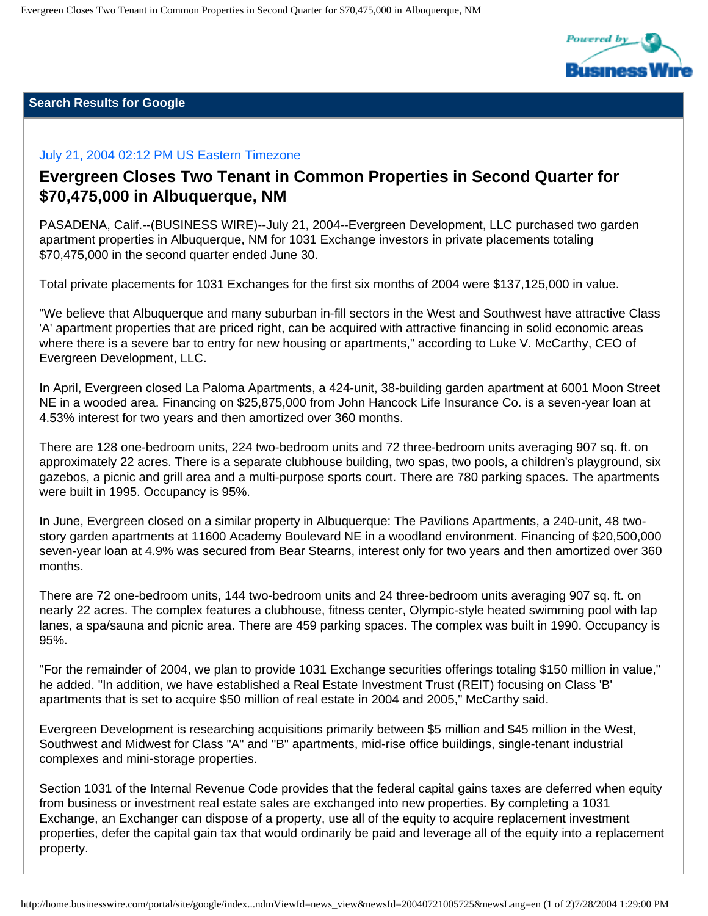Search Results for Google

July 21, 2004 02:12 PM US Eastern Timezone

## Evergreen Closes Two Tenant in Common Properties in Second Quarter for $70,475,000 in Albuquerque, NM

PASADENA, Calif.--(BUSINESS WIRE)--July 21, 2004--Evergreen Development, LLC purchased two garden apartment properties in Albuquerque, NM for 1031 Exchange investors in private placements totaling $70,475,000 in the second quarter ended June 30.

Total private placements for 1031 Exchanges for the first six months of 2004 were $137,125,000 in value.

"We believe that Albuquerque and many suburban in-fill sectors in the West and Southwest have attractive Class 'A' apartment properties that are priced right, can be acquired with attractive financing in solid economic areas where there is a severe bar to entry for new housing or apartments," according to Luke V. McCarthy, CEO of Evergreen Development, LLC.

In April, Evergreen closed La Paloma Apartments, a 424-unit, 38-building garden apartment at 6001 Moon Street NE in a wooded area. Financing on $25,875,000 from John Hancock Life Insurance Co. is a seven-year loan at 4.53% interest for two years and then amortized over 360 months.

There are 128 one-bedroom units, 224 two-bedroom units and 72 three-bedroom units averaging 907 sq. ft. on approximately 22 acres. There is a separate clubhouse building, two spas, two pools, a children's playground, six gazebos, a picnic and grill area and a multi-purpose sports court. There are 780 parking spaces. The apartments were built in 1995. Occupancy is 95%.

In June, Evergreen closed on a similar property in Albuquerque: The Pavilions Apartments, a 240-unit, 48 two-story garden apartments at 11600 Academy Boulevard NE in a woodland environment. Financing of $20,500,000 seven-year loan at 4.9% was secured from Bear Stearns, interest only for two years and then amortized over 360 months.

There are 72 one-bedroom units, 144 two-bedroom units and 24 three-bedroom units averaging 907 sq. ft. on nearly 22 acres. The complex features a clubhouse, fitness center, Olympic-style heated swimming pool with lap lanes, a spa/sauna and picnic area. There are 459 parking spaces. The complex was built in 1990. Occupancy is 95%.

"For the remainder of 2004, we plan to provide 1031 Exchange securities offerings totaling $150 million in value," he added. "In addition, we have established a Real Estate Investment Trust (REIT) focusing on Class 'B' apartments that is set to acquire $50 million of real estate in 2004 and 2005," McCarthy said.

Evergreen Development is researching acquisitions primarily between $5 million and $45 million in the West, Southwest and Midwest for Class "A" and "B" apartments, mid-rise office buildings, single-tenant industrial complexes and mini-storage properties.

Section 1031 of the Internal Revenue Code provides that the federal capital gains taxes are deferred when equity from business or investment real estate sales are exchanged into new properties. By completing a 1031 Exchange, an Exchanger can dispose of a property, use all of the equity to acquire replacement investment properties, defer the capital gain tax that would ordinarily be paid and leverage all of the equity into a replacement property.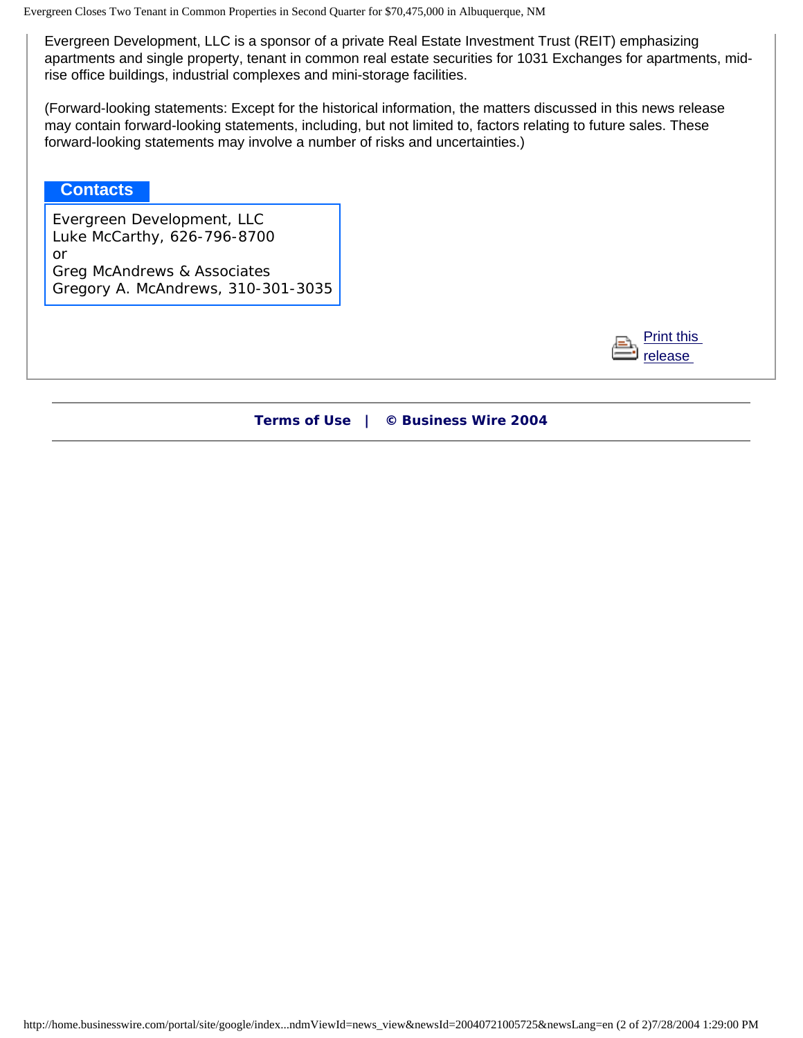Evergreen Development, LLC is a sponsor of a private Real Estate Investment Trust (REIT) emphasizing apartments and single property, tenant in common real estate securities for 1031 Exchanges for apartments, mid-rise office buildings, industrial complexes and mini-storage facilities.

(Forward-looking statements: Except for the historical information, the matters discussed in this news release may contain forward-looking statements, including, but not limited to, factors relating to future sales. These forward-looking statements may involve a number of risks and uncertainties.)

**Contacts**

Evergreen Development, LLC
Luke McCarthy, 626-796-8700
or
Greg McAndrews & Associates
Gregory A. McAndrews, 310-301-3035

Print this release

**Terms of Use | © Business Wire 2004**